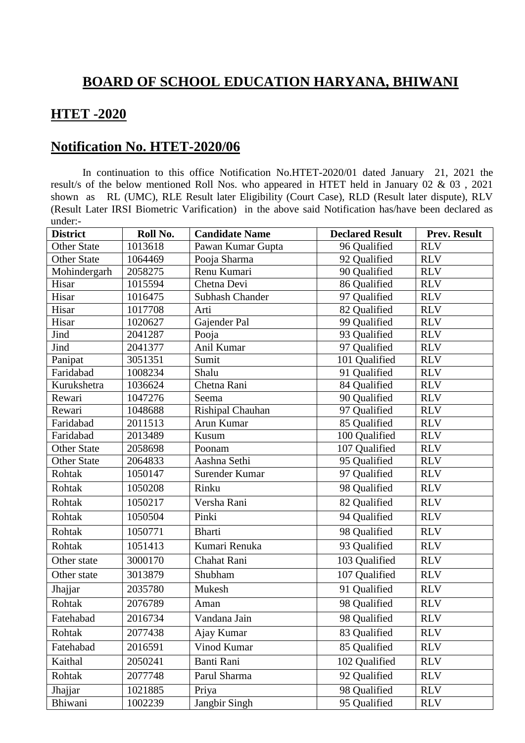# BOARD OF SCHOOL EDUCATION HARYANA, BHIWANI

## HTET -2020

## Notification No. HTET-2020/06

In continuation to this office Notification No.HTET-2020/01 dated January 21, 2021 the result/s of the below mentioned Roll Nos. who appeared in HTET held in January 02 & 03 , 2021 shown as RL (UMC), RLE Result later Eligibility (Court Case), RLD (Result later dispute), RLV (Result Later IRSI Biometric Varification) in the above said Notification has/have been declared as under:-

| District | Roll No. | Candidate Name | Declared Result | Prev. Result |
|---|---|---|---|---|
| Other State | 1013618 | Pawan Kumar Gupta | 96 Qualified | RLV |
| Other State | 1064469 | Pooja Sharma | 92 Qualified | RLV |
| Mohindergarh | 2058275 | Renu Kumari | 90 Qualified | RLV |
| Hisar | 1015594 | Chetna Devi | 86 Qualified | RLV |
| Hisar | 1016475 | Subhash Chander | 97 Qualified | RLV |
| Hisar | 1017708 | Arti | 82 Qualified | RLV |
| Hisar | 1020627 | Gajender Pal | 99 Qualified | RLV |
| Jind | 2041287 | Pooja | 93 Qualified | RLV |
| Jind | 2041377 | Anil Kumar | 97 Qualified | RLV |
| Panipat | 3051351 | Sumit | 101 Qualified | RLV |
| Faridabad | 1008234 | Shalu | 91 Qualified | RLV |
| Kurukshetra | 1036624 | Chetna Rani | 84 Qualified | RLV |
| Rewari | 1047276 | Seema | 90 Qualified | RLV |
| Rewari | 1048688 | Rishipal Chauhan | 97 Qualified | RLV |
| Faridabad | 2011513 | Arun Kumar | 85 Qualified | RLV |
| Faridabad | 2013489 | Kusum | 100 Qualified | RLV |
| Other State | 2058698 | Poonam | 107 Qualified | RLV |
| Other State | 2064833 | Aashna Sethi | 95 Qualified | RLV |
| Rohtak | 1050147 | Surender Kumar | 97 Qualified | RLV |
| Rohtak | 1050208 | Rinku | 98 Qualified | RLV |
| Rohtak | 1050217 | Versha Rani | 82 Qualified | RLV |
| Rohtak | 1050504 | Pinki | 94 Qualified | RLV |
| Rohtak | 1050771 | Bharti | 98 Qualified | RLV |
| Rohtak | 1051413 | Kumari Renuka | 93 Qualified | RLV |
| Other state | 3000170 | Chahat Rani | 103 Qualified | RLV |
| Other state | 3013879 | Shubham | 107 Qualified | RLV |
| Jhajjar | 2035780 | Mukesh | 91 Qualified | RLV |
| Rohtak | 2076789 | Aman | 98 Qualified | RLV |
| Fatehabad | 2016734 | Vandana Jain | 98 Qualified | RLV |
| Rohtak | 2077438 | Ajay Kumar | 83 Qualified | RLV |
| Fatehabad | 2016591 | Vinod Kumar | 85 Qualified | RLV |
| Kaithal | 2050241 | Banti Rani | 102 Qualified | RLV |
| Rohtak | 2077748 | Parul Sharma | 92 Qualified | RLV |
| Jhajjar | 1021885 | Priya | 98 Qualified | RLV |
| Bhiwani | 1002239 | Jangbir Singh | 95 Qualified | RLV |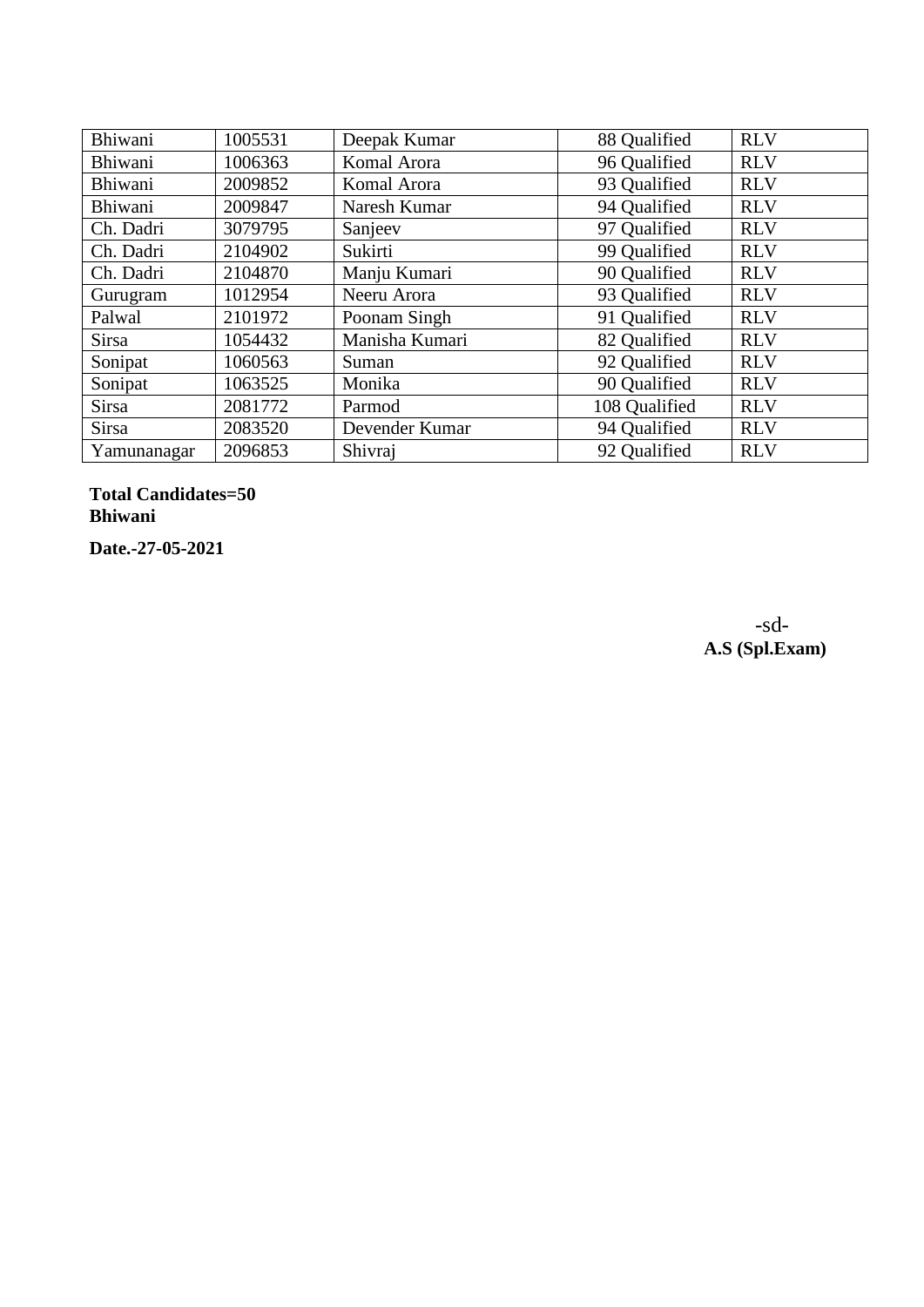| | | | | | |
|---|---|---|---|---|---|
| Bhiwani | 1005531 | Deepak Kumar | 88 | Qualified | RLV |
| Bhiwani | 1006363 | Komal Arora | 96 | Qualified | RLV |
| Bhiwani | 2009852 | Komal Arora | 93 | Qualified | RLV |
| Bhiwani | 2009847 | Naresh Kumar | 94 | Qualified | RLV |
| Ch. Dadri | 3079795 | Sanjeev | 97 | Qualified | RLV |
| Ch. Dadri | 2104902 | Sukirti | 99 | Qualified | RLV |
| Ch. Dadri | 2104870 | Manju Kumari | 90 | Qualified | RLV |
| Gurugram | 1012954 | Neeru Arora | 93 | Qualified | RLV |
| Palwal | 2101972 | Poonam Singh | 91 | Qualified | RLV |
| Sirsa | 1054432 | Manisha Kumari | 82 | Qualified | RLV |
| Sonipat | 1060563 | Suman | 92 | Qualified | RLV |
| Sonipat | 1063525 | Monika | 90 | Qualified | RLV |
| Sirsa | 2081772 | Parmod | 108 | Qualified | RLV |
| Sirsa | 2083520 | Devender Kumar | 94 | Qualified | RLV |
| Yamunanagar | 2096853 | Shivraj | 92 | Qualified | RLV |

**Total Candidates=50**
**Bhiwani**

**Date.-27-05-2021**

-sd-
**A.S (Spl.Exam)**